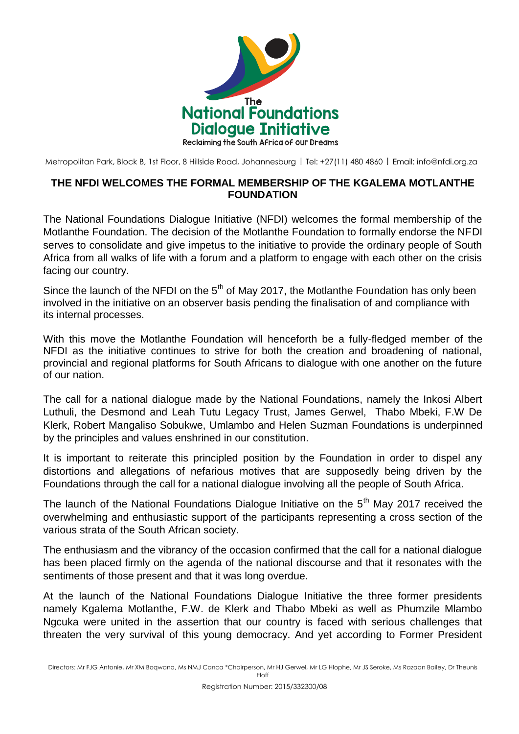The National Foundations Dialogue Initiative

Reclaiming the South Africa of our Dreams

Metropolitan Park, Block B, 1st Floor, 8 Hillside Road, Johannesburg | Tel: +27(11) 480 4860 | Email: info@nfdi.org.za

# THE NFDI WELCOMES THE FORMAL MEMBERSHIP OF THE KGALEMA MOTLANTHE FOUNDATION

The National Foundations Dialogue Initiative (NFDI) welcomes the formal membership of the Motlanthe Foundation. The decision of the Motlanthe Foundation to formally endorse the NFDI serves to consolidate and give impetus to the initiative to provide the ordinary people of South Africa from all walks of life with a forum and a platform to engage with each other on the crisis facing our country.

Since the launch of the NFDI on the 5th of May 2017, the Motlanthe Foundation has only been involved in the initiative on an observer basis pending the finalisation of and compliance with its internal processes.

With this move the Motlanthe Foundation will henceforth be a fully-fledged member of the NFDI as the initiative continues to strive for both the creation and broadening of national, provincial and regional platforms for South Africans to dialogue with one another on the future of our nation.

The call for a national dialogue made by the National Foundations, namely the Inkosi Albert Luthuli, the Desmond and Leah Tutu Legacy Trust, James Gerwel, Thabo Mbeki, F.W De Klerk, Robert Mangaliso Sobukwe, Umlambo and Helen Suzman Foundations is underpinned by the principles and values enshrined in our constitution.

It is important to reiterate this principled position by the Foundation in order to dispel any distortions and allegations of nefarious motives that are supposedly being driven by the Foundations through the call for a national dialogue involving all the people of South Africa.

The launch of the National Foundations Dialogue Initiative on the 5th May 2017 received the overwhelming and enthusiastic support of the participants representing a cross section of the various strata of the South African society.

The enthusiasm and the vibrancy of the occasion confirmed that the call for a national dialogue has been placed firmly on the agenda of the national discourse and that it resonates with the sentiments of those present and that it was long overdue.

At the launch of the National Foundations Dialogue Initiative the three former presidents namely Kgalema Motlanthe, F.W. de Klerk and Thabo Mbeki as well as Phumzile Mlambo Ngcuka were united in the assertion that our country is faced with serious challenges that threaten the very survival of this young democracy. And yet according to Former President

Directors: Mr FJG Antonie, Mr XM Boqwana, Ms NMJ Canca *Chairperson, Mr HJ Gerwel, Mr LG Hlophe, Mr JS Seroke, Ms Razaan Bailey, Dr Theunis Eloff

Registration Number: 2015/332300/08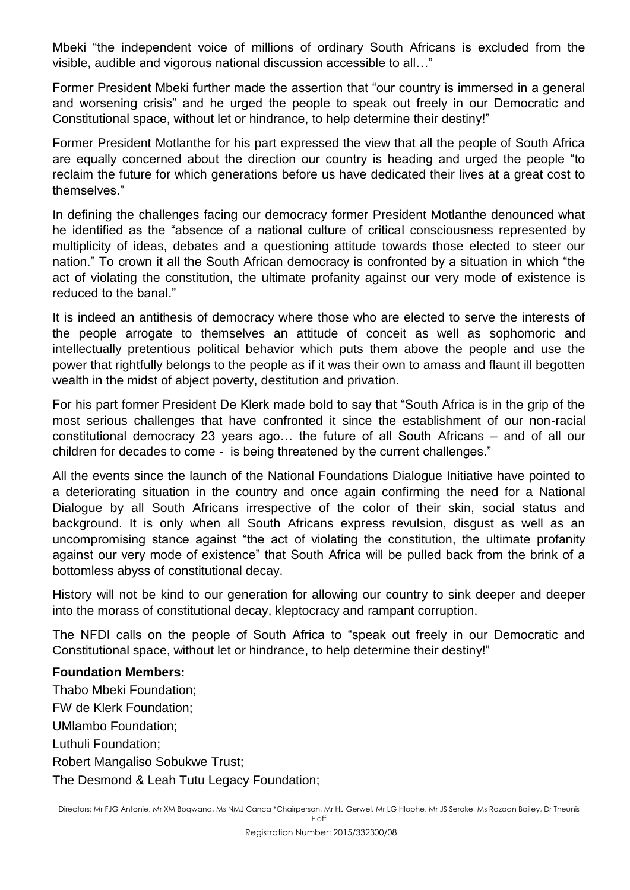Mbeki "the independent voice of millions of ordinary South Africans is excluded from the visible, audible and vigorous national discussion accessible to all…"

Former President Mbeki further made the assertion that "our country is immersed in a general and worsening crisis" and he urged the people to speak out freely in our Democratic and Constitutional space, without let or hindrance, to help determine their destiny!"

Former President Motlanthe for his part expressed the view that all the people of South Africa are equally concerned about the direction our country is heading and urged the people "to reclaim the future for which generations before us have dedicated their lives at a great cost to themselves."

In defining the challenges facing our democracy former President Motlanthe denounced what he identified as the "absence of a national culture of critical consciousness represented by multiplicity of ideas, debates and a questioning attitude towards those elected to steer our nation." To crown it all the South African democracy is confronted by a situation in which "the act of violating the constitution, the ultimate profanity against our very mode of existence is reduced to the banal."

It is indeed an antithesis of democracy where those who are elected to serve the interests of the people arrogate to themselves an attitude of conceit as well as sophomoric and intellectually pretentious political behavior which puts them above the people and use the power that rightfully belongs to the people as if it was their own to amass and flaunt ill begotten wealth in the midst of abject poverty, destitution and privation.

For his part former President De Klerk made bold to say that "South Africa is in the grip of the most serious challenges that have confronted it since the establishment of our non-racial constitutional democracy 23 years ago… the future of all South Africans – and of all our children for decades to come - is being threatened by the current challenges."

All the events since the launch of the National Foundations Dialogue Initiative have pointed to a deteriorating situation in the country and once again confirming the need for a National Dialogue by all South Africans irrespective of the color of their skin, social status and background. It is only when all South Africans express revulsion, disgust as well as an uncompromising stance against "the act of violating the constitution, the ultimate profanity against our very mode of existence" that South Africa will be pulled back from the brink of a bottomless abyss of constitutional decay.

History will not be kind to our generation for allowing our country to sink deeper and deeper into the morass of constitutional decay, kleptocracy and rampant corruption.

The NFDI calls on the people of South Africa to "speak out freely in our Democratic and Constitutional space, without let or hindrance, to help determine their destiny!"

**Foundation Members:**

Thabo Mbeki Foundation;

FW de Klerk Foundation;

UMlambo Foundation;

Luthuli Foundation;

Robert Mangaliso Sobukwe Trust;

The Desmond & Leah Tutu Legacy Foundation;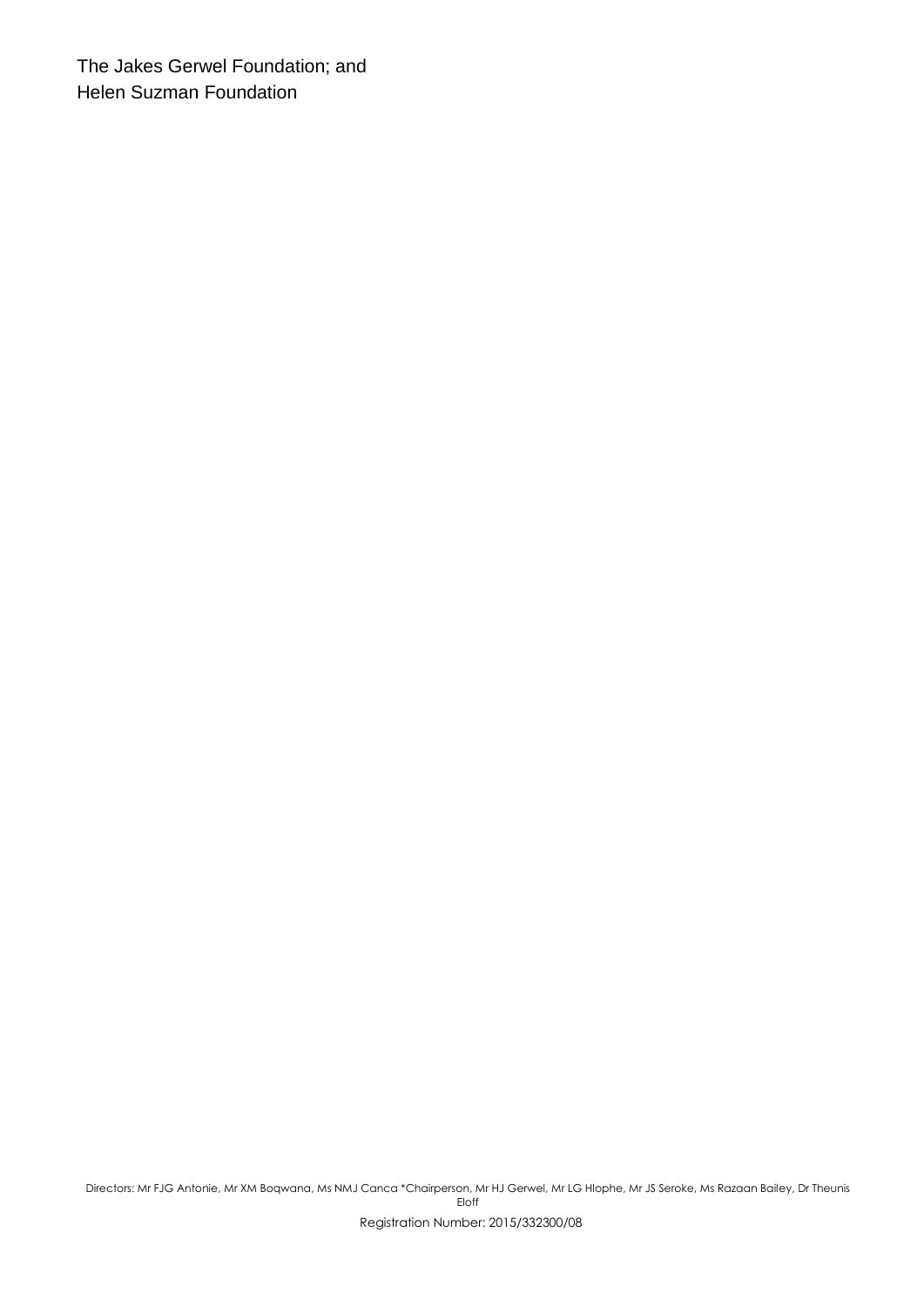The Jakes Gerwel Foundation; and
Helen Suzman Foundation